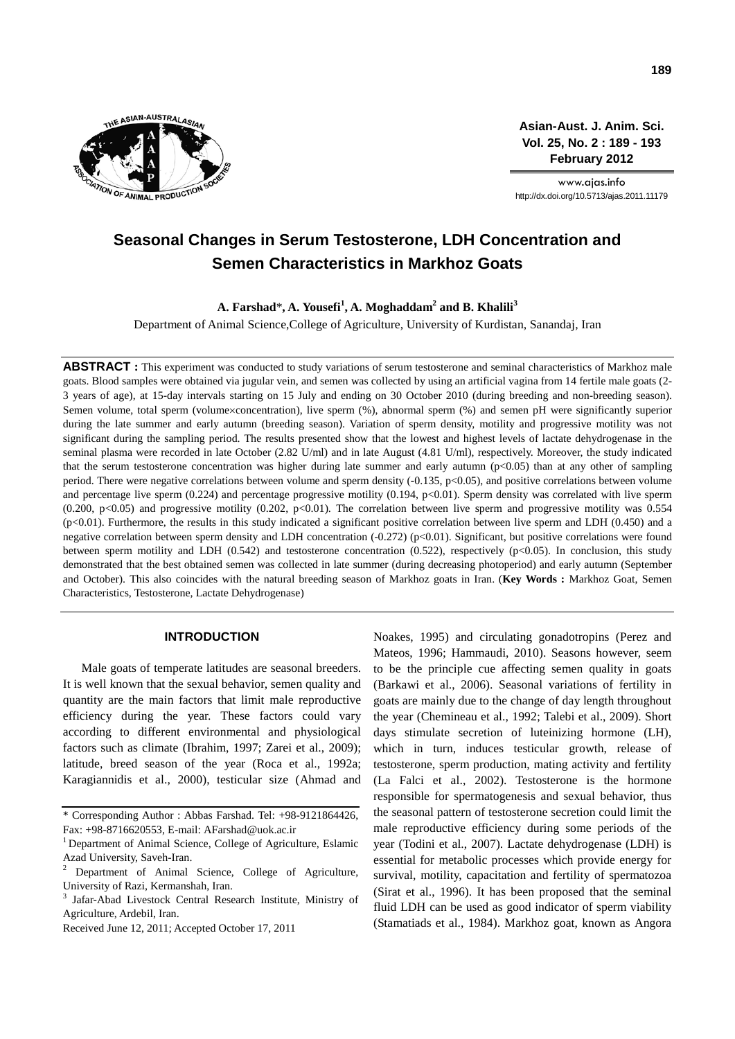# Seasonal Changes in Serum Testosterone, LDH Concentration and Semen Characteristics in Markhoz Goats

**A. Farshad\*, A. Yousefi[1], A. Moghaddam[2] and B. Khalili[3]**

Department of Animal Science, College of Agriculture, University of Kurdistan, Sanandaj, Iran

**ABSTRACT :** This experiment was conducted to study variations of serum testosterone and seminal characteristics of Markhoz male goats. Blood samples were obtained via jugular vein, and semen was collected by using an artificial vagina from 14 fertile male goats (2-3 years of age), at 15-day intervals starting on 15 July and ending on 30 October 2010 (during breeding and non-breeding season). Semen volume, total sperm (volume×concentration), live sperm (%), abnormal sperm (%) and semen pH were significantly superior during the late summer and early autumn (breeding season). Variation of sperm density, motility and progressive motility was not significant during the sampling period. The results presented show that the lowest and highest levels of lactate dehydrogenase in the seminal plasma were recorded in late October (2.82 U/ml) and in late August (4.81 U/ml), respectively. Moreover, the study indicated that the serum testosterone concentration was higher during late summer and early autumn ($p<0.05$) than at any other of sampling period. There were negative correlations between volume and sperm density (-0.135, $p<0.05$), and positive correlations between volume and percentage live sperm (0.224) and percentage progressive motility (0.194, $p<0.01$). Sperm density was correlated with live sperm (0.200, $p<0.05$) and progressive motility (0.202, $p<0.01$). The correlation between live sperm and progressive motility was 0.554 ($p<0.01$). Furthermore, the results in this study indicated a significant positive correlation between live sperm and LDH (0.450) and a negative correlation between sperm density and LDH concentration (-0.272) ($p<0.01$). Significant, but positive correlations were found between sperm motility and LDH (0.542) and testosterone concentration (0.522), respectively ($p<0.05$). In conclusion, this study demonstrated that the best obtained semen was collected in late summer (during decreasing photoperiod) and early autumn (September and October). This also coincides with the natural breeding season of Markhoz goats in Iran. (**Key Words :** Markhoz Goat, Semen Characteristics, Testosterone, Lactate Dehydrogenase)

## INTRODUCTION

Male goats of temperate latitudes are seasonal breeders. It is well known that the sexual behavior, semen quality and quantity are the main factors that limit male reproductive efficiency during the year. These factors could vary according to different environmental and physiological factors such as climate (Ibrahim, 1997; Zarei et al., 2009); latitude, breed season of the year (Roca et al., 1992a; Karagiannidis et al., 2000), testicular size (Ahmad and Noakes, 1995) and circulating gonadotropins (Perez and Mateos, 1996; Hammaudi, 2010). Seasons however, seem to be the principle cue affecting semen quality in goats (Barkawi et al., 2006). Seasonal variations of fertility in goats are mainly due to the change of day length throughout the year (Chemineau et al., 1992; Talebi et al., 2009). Short days stimulate secretion of luteinizing hormone (LH), which in turn, induces testicular growth, release of testosterone, sperm production, mating activity and fertility (La Falci et al., 2002). Testosterone is the hormone responsible for spermatogenesis and sexual behavior, thus the seasonal pattern of testosterone secretion could limit the male reproductive efficiency during some periods of the year (Todini et al., 2007). Lactate dehydrogenase (LDH) is essential for metabolic processes which provide energy for survival, motility, capacitation and fertility of spermatozoa (Sirat et al., 1996). It has been proposed that the seminal fluid LDH can be used as good indicator of sperm viability (Stamatiads et al., 1984). Markhoz goat, known as Angora

\* Corresponding Author : Abbas Farshad. Tel: +98-9121864426, Fax: +98-8716620553, E-mail: AFarshad@uok.ac.ir

[1] Department of Animal Science, College of Agriculture, Eslamic Azad University, Saveh-Iran.

[2] Department of Animal Science, College of Agriculture, University of Razi, Kermanshah, Iran.

[3] Jafar-Abad Livestock Central Research Institute, Ministry of Agriculture, Ardebil, Iran.

Received June 12, 2011; Accepted October 17, 2011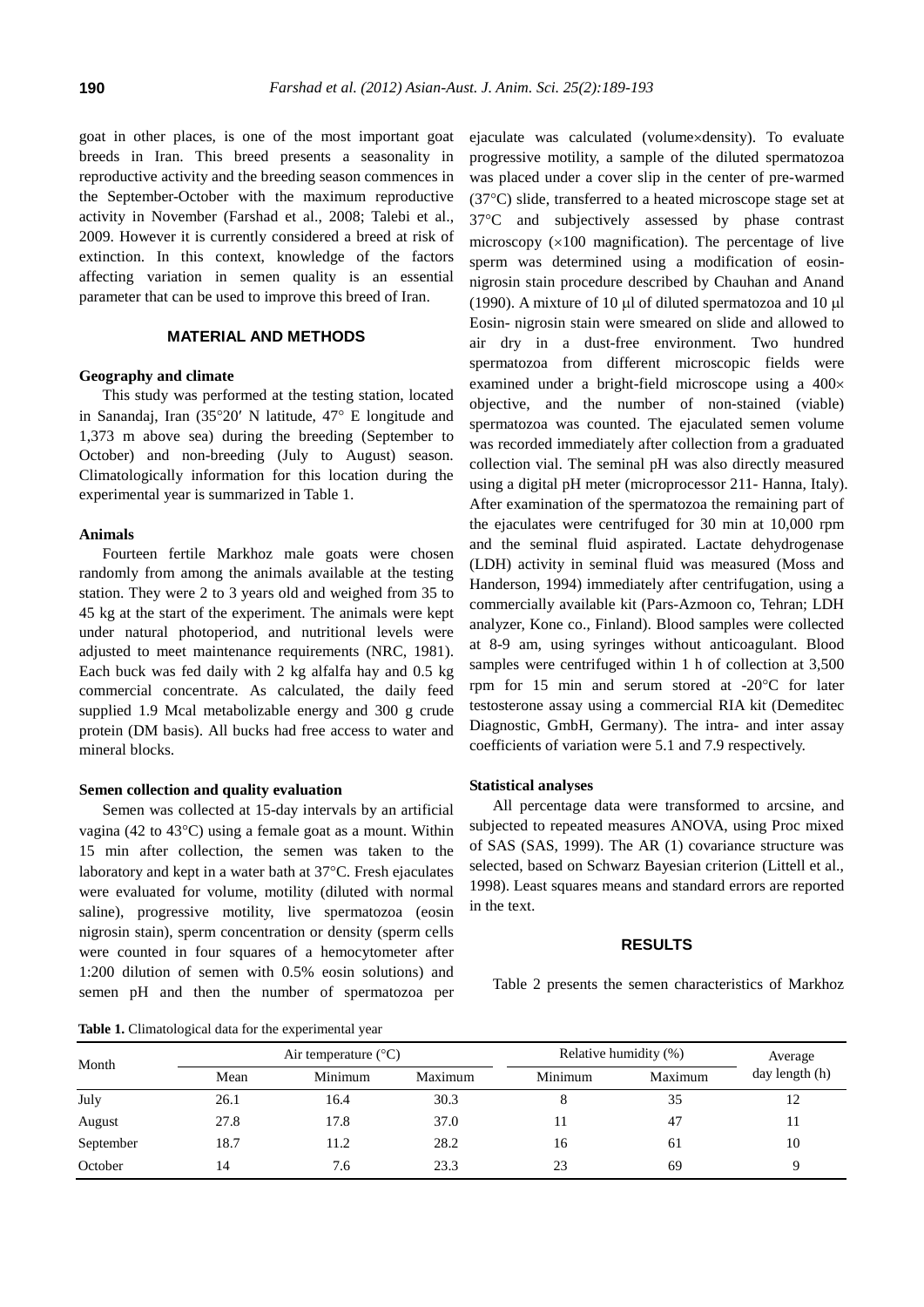goat in other places, is one of the most important goat breeds in Iran. This breed presents a seasonality in reproductive activity and the breeding season commences in the September-October with the maximum reproductive activity in November (Farshad et al., 2008; Talebi et al., 2009. However it is currently considered a breed at risk of extinction. In this context, knowledge of the factors affecting variation in semen quality is an essential parameter that can be used to improve this breed of Iran.

## MATERIAL AND METHODS

### Geography and climate

This study was performed at the testing station, located in Sanandaj, Iran (35°20′ N latitude, 47° E longitude and 1,373 m above sea) during the breeding (September to October) and non-breeding (July to August) season. Climatologically information for this location during the experimental year is summarized in Table 1.

### Animals

Fourteen fertile Markhoz male goats were chosen randomly from among the animals available at the testing station. They were 2 to 3 years old and weighed from 35 to 45 kg at the start of the experiment. The animals were kept under natural photoperiod, and nutritional levels were adjusted to meet maintenance requirements (NRC, 1981). Each buck was fed daily with 2 kg alfalfa hay and 0.5 kg commercial concentrate. As calculated, the daily feed supplied 1.9 Mcal metabolizable energy and 300 g crude protein (DM basis). All bucks had free access to water and mineral blocks.

### Semen collection and quality evaluation

Semen was collected at 15-day intervals by an artificial vagina (42 to 43°C) using a female goat as a mount. Within 15 min after collection, the semen was taken to the laboratory and kept in a water bath at 37°C. Fresh ejaculates were evaluated for volume, motility (diluted with normal saline), progressive motility, live spermatozoa (eosin nigrosin stain), sperm concentration or density (sperm cells were counted in four squares of a hemocytometer after 1:200 dilution of semen with 0.5% eosin solutions) and semen pH and then the number of spermatozoa per ejaculate was calculated (volume×density). To evaluate progressive motility, a sample of the diluted spermatozoa was placed under a cover slip in the center of pre-warmed (37°C) slide, transferred to a heated microscope stage set at 37°C and subjectively assessed by phase contrast microscopy (×100 magnification). The percentage of live sperm was determined using a modification of eosin-nigrosin stain procedure described by Chauhan and Anand (1990). A mixture of 10 μl of diluted spermatozoa and 10 μl Eosin- nigrosin stain were smeared on slide and allowed to air dry in a dust-free environment. Two hundred spermatozoa from different microscopic fields were examined under a bright-field microscope using a 400× objective, and the number of non-stained (viable) spermatozoa was counted. The ejaculated semen volume was recorded immediately after collection from a graduated collection vial. The seminal pH was also directly measured using a digital pH meter (microprocessor 211- Hanna, Italy). After examination of the spermatozoa the remaining part of the ejaculates were centrifuged for 30 min at 10,000 rpm and the seminal fluid aspirated. Lactate dehydrogenase (LDH) activity in seminal fluid was measured (Moss and Handerson, 1994) immediately after centrifugation, using a commercially available kit (Pars-Azmoon co, Tehran; LDH analyzer, Kone co., Finland). Blood samples were collected at 8-9 am, using syringes without anticoagulant. Blood samples were centrifuged within 1 h of collection at 3,500 rpm for 15 min and serum stored at -20°C for later testosterone assay using a commercial RIA kit (Demeditec Diagnostic, GmbH, Germany). The intra- and inter assay coefficients of variation were 5.1 and 7.9 respectively.

### Statistical analyses

All percentage data were transformed to arcsine, and subjected to repeated measures ANOVA, using Proc mixed of SAS (SAS, 1999). The AR (1) covariance structure was selected, based on Schwarz Bayesian criterion (Littell et al., 1998). Least squares means and standard errors are reported in the text.

## RESULTS

Table 2 presents the semen characteristics of Markhoz

**Table 1.** Climatological data for the experimental year

| Month | Air temperature (°C) | | | Relative humidity (%) | | Average day length (h) |
|---|---|---|---|---|---|---|
| | Mean | Minimum | Maximum | Minimum | Maximum | |
| July | 26.1 | 16.4 | 30.3 | 8 | 35 | 12 |
| August | 27.8 | 17.8 | 37.0 | 11 | 47 | 11 |
| September | 18.7 | 11.2 | 28.2 | 16 | 61 | 10 |
| October | 14 | 7.6 | 23.3 | 23 | 69 | 9 |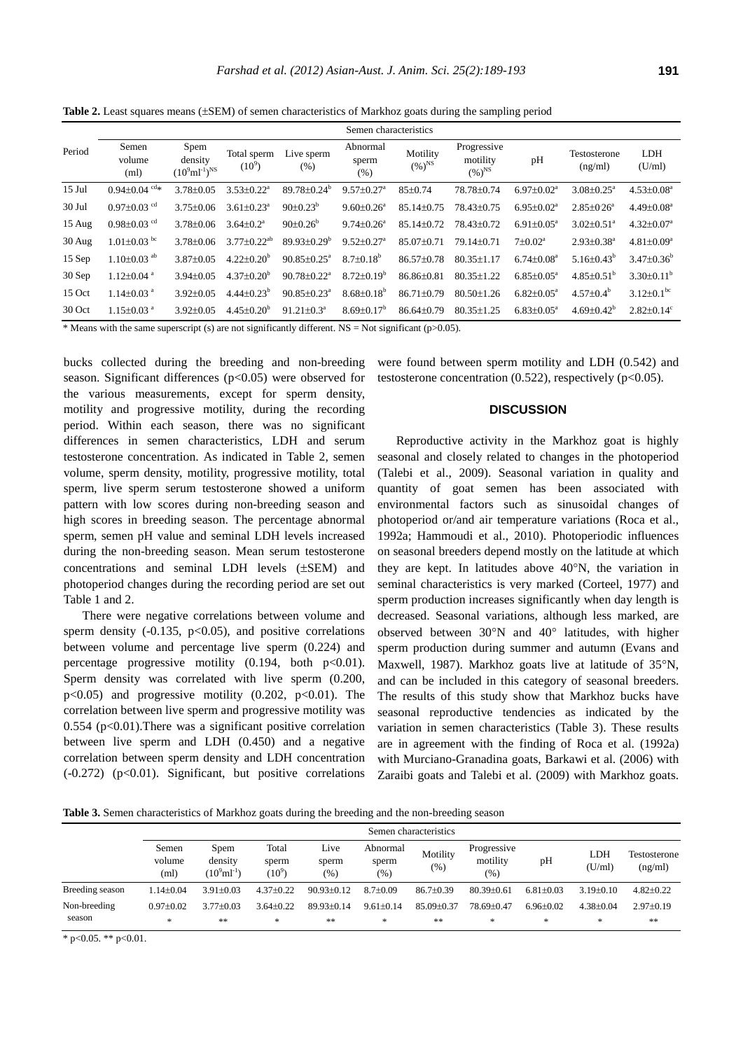**Table 2.** Least squares means (±SEM) of semen characteristics of Markhoz goats during the sampling period

| Period | Semen characteristics | | | | | | | | | |
|---|---|---|---|---|---|---|---|---|---|---|
| | Semen volume (ml) | Spem density $(10^9 ml^{-1})^{NS}$ | Total sperm $(10^9)$ | Live sperm (%) | Abnormal sperm (%) | Motility $(\%)^{NS}$ | Progressive motility $(\%)^{NS}$ | pH | Testosterone (ng/ml) | LDH (U/ml) |
| 15 Jul | $0.94 \pm 0.04^{cd}$* | 3.78±0.05 | $3.53 \pm 0.22^{a}$ | $89.78 \pm 0.24^{b}$ | $9.57 \pm 0.27^{a}$ | 85±0.74 | 78.78±0.74 | $6.97 \pm 0.02^{a}$ | $3.08 \pm 0.25^{a}$ | $4.53 \pm 0.08^{a}$ |
| 30 Jul | $0.97 \pm 0.03^{cd}$ | 3.75±0.06 | $3.61 \pm 0.23^{a}$ | $90 \pm 0.23^{b}$ | $9.60 \pm 0.26^{a}$ | 85.14±0.75 | 78.43±0.75 | $6.95 \pm 0.02^{a}$ | $2.85 \pm 0.26^{a}$ | $4.49 \pm 0.08^{a}$ |
| 15 Aug | $0.98 \pm 0.03^{cd}$ | 3.78±0.06 | $3.64 \pm 0.2^{a}$ | $90 \pm 0.26^{b}$ | $9.74 \pm 0.26^{a}$ | 85.14±0.72 | 78.43±0.72 | $6.91 \pm 0.05^{a}$ | $3.02 \pm 0.51^{a}$ | $4.32 \pm 0.07^{a}$ |
| 30 Aug | $1.01 \pm 0.03^{bc}$ | 3.78±0.06 | $3.77 \pm 0.22^{ab}$ | $89.93 \pm 0.29^{b}$ | $9.52 \pm 0.27^{a}$ | 85.07±0.71 | 79.14±0.71 | $7 \pm 0.02^{a}$ | $2.93 \pm 0.38^{a}$ | $4.81 \pm 0.09^{a}$ |
| 15 Sep | $1.10 \pm 0.03^{ab}$ | 3.87±0.05 | $4.22 \pm 0.20^{b}$ | $90.85 \pm 0.25^{a}$ | $8.7 \pm 0.18^{b}$ | 86.57±0.78 | 80.35±1.17 | $6.74 \pm 0.08^{a}$ | $5.16 \pm 0.43^{b}$ | $3.47 \pm 0.36^{b}$ |
| 30 Sep | $1.12 \pm 0.04^{a}$ | 3.94±0.05 | $4.37 \pm 0.20^{b}$ | $90.78 \pm 0.22^{a}$ | $8.72 \pm 0.19^{b}$ | 86.86±0.81 | 80.35±1.22 | $6.85 \pm 0.05^{a}$ | $4.85 \pm 0.51^{b}$ | $3.30 \pm 0.11^{b}$ |
| 15 Oct | $1.14 \pm 0.03^{a}$ | 3.92±0.05 | $4.44 \pm 0.23^{b}$ | $90.85 \pm 0.23^{a}$ | $8.68 \pm 0.18^{b}$ | 86.71±0.79 | 80.50±1.26 | $6.82 \pm 0.05^{a}$ | $4.57 \pm 0.4^{b}$ | $3.12 \pm 0.1^{bc}$ |
| 30 Oct | $1.15 \pm 0.03^{a}$ | 3.92±0.05 | $4.45 \pm 0.20^{b}$ | $91.21 \pm 0.3^{a}$ | $8.69 \pm 0.17^{b}$ | 86.64±0.79 | 80.35±1.25 | $6.83 \pm 0.05^{a}$ | $4.69 \pm 0.42^{b}$ | $2.82 \pm 0.14^{c}$ |

\* Means with the same superscript (s) are not significantly different. NS = Not significant ($p>0.05$).

bucks collected during the breeding and non-breeding season. Significant differences ($p<0.05$) were observed for the various measurements, except for sperm density, motility and progressive motility, during the recording period. Within each season, there was no significant differences in semen characteristics, LDH and serum testosterone concentration. As indicated in Table 2, semen volume, sperm density, motility, progressive motility, total sperm, live sperm serum testosterone showed a uniform pattern with low scores during non-breeding season and high scores in breeding season. The percentage abnormal sperm, semen pH value and seminal LDH levels increased during the non-breeding season. Mean serum testosterone concentrations and seminal LDH levels (±SEM) and photoperiod changes during the recording period are set out Table 1 and 2.

There were negative correlations between volume and sperm density (-0.135, $p<0.05$), and positive correlations between volume and percentage live sperm (0.224) and percentage progressive motility (0.194, both $p<0.01$). Sperm density was correlated with live sperm (0.200, $p<0.05$) and progressive motility (0.202, $p<0.01$). The correlation between live sperm and progressive motility was 0.554 ($p<0.01$).There was a significant positive correlation between live sperm and LDH (0.450) and a negative correlation between sperm density and LDH concentration (-0.272) ($p<0.01$). Significant, but positive correlations were found between sperm motility and LDH (0.542) and testosterone concentration (0.522), respectively ($p<0.05$).

## DISCUSSION

Reproductive activity in the Markhoz goat is highly seasonal and closely related to changes in the photoperiod (Talebi et al., 2009). Seasonal variation in quality and quantity of goat semen has been associated with environmental factors such as sinusoidal changes of photoperiod or/and air temperature variations (Roca et al., 1992a; Hammoudi et al., 2010). Photoperiodic influences on seasonal breeders depend mostly on the latitude at which they are kept. In latitudes above 40°N, the variation in seminal characteristics is very marked (Corteel, 1977) and sperm production increases significantly when day length is decreased. Seasonal variations, although less marked, are observed between 30°N and 40° latitudes, with higher sperm production during summer and autumn (Evans and Maxwell, 1987). Markhoz goats live at latitude of 35°N, and can be included in this category of seasonal breeders. The results of this study show that Markhoz bucks have seasonal reproductive tendencies as indicated by the variation in semen characteristics (Table 3). These results are in agreement with the finding of Roca et al. (1992a) with Murciano-Granadina goats, Barkawi et al. (2006) with Zaraibi goats and Talebi et al. (2009) with Markhoz goats.

**Table 3.** Semen characteristics of Markhoz goats during the breeding and the non-breeding season

| | Semen characteristics | | | | | | | | | |
|---|---|---|---|---|---|---|---|---|---|---|
| | Semen volume (ml) | Spem density $(10^9 ml^{-1})$ | Total sperm $(10^9)$ | Live sperm (%) | Abnormal sperm (%) | Motility (%) | Progressive motility (%) | pH | LDH (U/ml) | Testosterone (ng/ml) |
| Breeding season | 1.14±0.04 | 3.91±0.03 | 4.37±0.22 | 90.93±0.12 | 8.7±0.09 | 86.7±0.39 | 80.39±0.61 | 6.81±0.03 | 3.19±0.10 | 4.82±0.22 |
| Non-breeding season | 0.97±0.02 | 3.77±0.03 | 3.64±0.22 | 89.93±0.14 | 9.61±0.14 | 85.09±0.37 | 78.69±0.47 | 6.96±0.02 | 4.38±0.04 | 2.97±0.19 |
| | * | ** | * | ** | * | ** | * | * | * | ** |

\* $p<0.05$. ** $p<0.01$.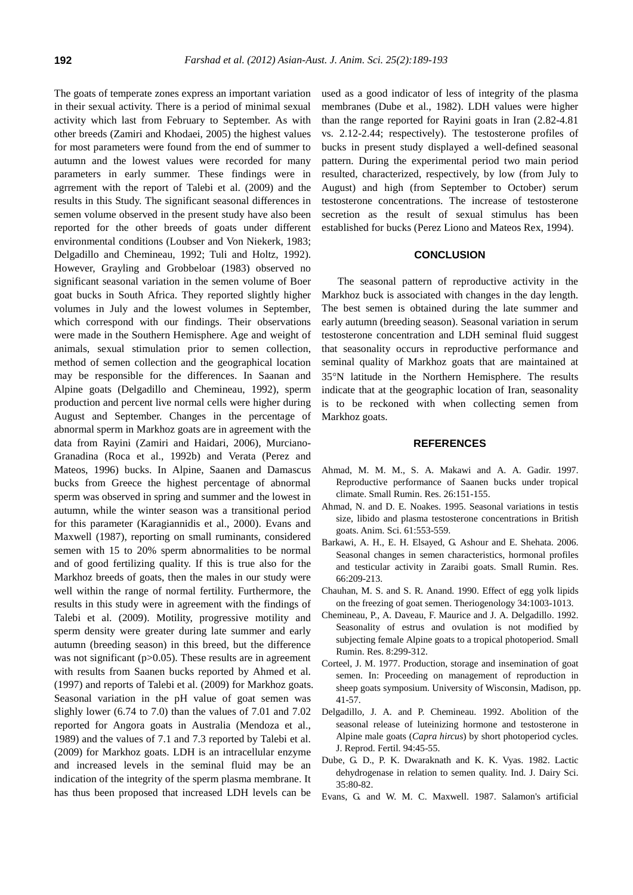The goats of temperate zones express an important variation in their sexual activity. There is a period of minimal sexual activity which last from February to September. As with other breeds (Zamiri and Khodaei, 2005) the highest values for most parameters were found from the end of summer to autumn and the lowest values were recorded for many parameters in early summer. These findings were in agrrement with the report of Talebi et al. (2009) and the results in this Study. The significant seasonal differences in semen volume observed in the present study have also been reported for the other breeds of goats under different environmental conditions (Loubser and Von Niekerk, 1983; Delgadillo and Chemineau, 1992; Tuli and Holtz, 1992). However, Grayling and Grobbeloar (1983) observed no significant seasonal variation in the semen volume of Boer goat bucks in South Africa. They reported slightly higher volumes in July and the lowest volumes in September, which correspond with our findings. Their observations were made in the Southern Hemisphere. Age and weight of animals, sexual stimulation prior to semen collection, method of semen collection and the geographical location may be responsible for the differences. In Saanan and Alpine goats (Delgadillo and Chemineau, 1992), sperm production and percent live normal cells were higher during August and September. Changes in the percentage of abnormal sperm in Markhoz goats are in agreement with the data from Rayini (Zamiri and Haidari, 2006), Murciano-Granadina (Roca et al., 1992b) and Verata (Perez and Mateos, 1996) bucks. In Alpine, Saanen and Damascus bucks from Greece the highest percentage of abnormal sperm was observed in spring and summer and the lowest in autumn, while the winter season was a transitional period for this parameter (Karagiannidis et al., 2000). Evans and Maxwell (1987), reporting on small ruminants, considered semen with 15 to 20% sperm abnormalities to be normal and of good fertilizing quality. If this is true also for the Markhoz breeds of goats, then the males in our study were well within the range of normal fertility. Furthermore, the results in this study were in agreement with the findings of Talebi et al. (2009). Motility, progressive motility and sperm density were greater during late summer and early autumn (breeding season) in this breed, but the difference was not significant ($p>0.05$). These results are in agreement with results from Saanen bucks reported by Ahmed et al. (1997) and reports of Talebi et al. (2009) for Markhoz goats. Seasonal variation in the pH value of goat semen was slighly lower (6.74 to 7.0) than the values of 7.01 and 7.02 reported for Angora goats in Australia (Mendoza et al., 1989) and the values of 7.1 and 7.3 reported by Talebi et al. (2009) for Markhoz goats. LDH is an intracellular enzyme and increased levels in the seminal fluid may be an indication of the integrity of the sperm plasma membrane. It has thus been proposed that increased LDH levels can be used as a good indicator of less of integrity of the plasma membranes (Dube et al., 1982). LDH values were higher than the range reported for Rayini goats in Iran (2.82-4.81 vs. 2.12-2.44; respectively). The testosterone profiles of bucks in present study displayed a well-defined seasonal pattern. During the experimental period two main period resulted, characterized, respectively, by low (from July to August) and high (from September to October) serum testosterone concentrations. The increase of testosterone secretion as the result of sexual stimulus has been established for bucks (Perez Liono and Mateos Rex, 1994).

## CONCLUSION

The seasonal pattern of reproductive activity in the Markhoz buck is associated with changes in the day length. The best semen is obtained during the late summer and early autumn (breeding season). Seasonal variation in serum testosterone concentration and LDH seminal fluid suggest that seasonality occurs in reproductive performance and seminal quality of Markhoz goats that are maintained at 35°N latitude in the Northern Hemisphere. The results indicate that at the geographic location of Iran, seasonality is to be reckoned with when collecting semen from Markhoz goats.

## REFERENCES

Ahmad, M. M. M., S. A. Makawi and A. A. Gadir. 1997. Reproductive performance of Saanen bucks under tropical climate. Small Rumin. Res. 26:151-155.

Ahmad, N. and D. E. Noakes. 1995. Seasonal variations in testis size, libido and plasma testosterone concentrations in British goats. Anim. Sci. 61:553-559.

Barkawi, A. H., E. H. Elsayed, G. Ashour and E. Shehata. 2006. Seasonal changes in semen characteristics, hormonal profiles and testicular activity in Zaraibi goats. Small Rumin. Res. 66:209-213.

Chauhan, M. S. and S. R. Anand. 1990. Effect of egg yolk lipids on the freezing of goat semen. Theriogenology 34:1003-1013.

Chemineau, P., A. Daveau, F. Maurice and J. A. Delgadillo. 1992. Seasonality of estrus and ovulation is not modified by subjecting female Alpine goats to a tropical photoperiod. Small Rumin. Res. 8:299-312.

Corteel, J. M. 1977. Production, storage and insemination of goat semen. In: Proceeding on management of reproduction in sheep goats symposium. University of Wisconsin, Madison, pp. 41-57.

Delgadillo, J. A. and P. Chemineau. 1992. Abolition of the seasonal release of luteinizing hormone and testosterone in Alpine male goats (*Capra hircus*) by short photoperiod cycles. J. Reprod. Fertil. 94:45-55.

Dube, G. D., P. K. Dwaraknath and K. K. Vyas. 1982. Lactic dehydrogenase in relation to semen quality. Ind. J. Dairy Sci. 35:80-82.

Evans, G. and W. M. C. Maxwell. 1987. Salamon's artificial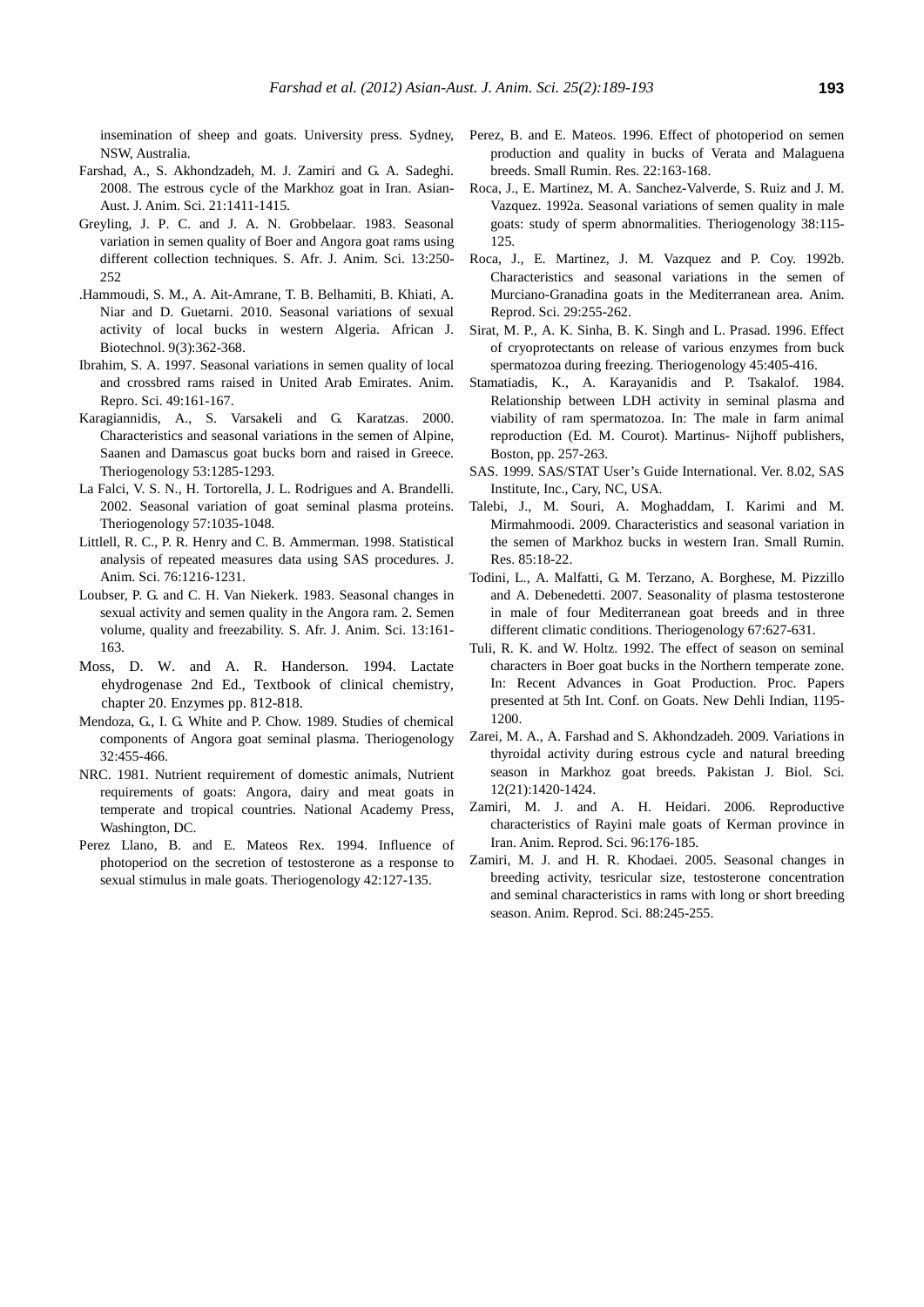insemination of sheep and goats. University press. Sydney, NSW, Australia.

Farshad, A., S. Akhondzadeh, M. J. Zamiri and G. A. Sadeghi. 2008. The estrous cycle of the Markhoz goat in Iran. Asian-Aust. J. Anim. Sci. 21:1411-1415.

Greyling, J. P. C. and J. A. N. Grobbelaar. 1983. Seasonal variation in semen quality of Boer and Angora goat rams using different collection techniques. S. Afr. J. Anim. Sci. 13:250-252

.Hammoudi, S. M., A. Ait-Amrane, T. B. Belhamiti, B. Khiati, A. Niar and D. Guetarni. 2010. Seasonal variations of sexual activity of local bucks in western Algeria. African J. Biotechnol. 9(3):362-368.

Ibrahim, S. A. 1997. Seasonal variations in semen quality of local and crossbred rams raised in United Arab Emirates. Anim. Repro. Sci. 49:161-167.

Karagiannidis, A., S. Varsakeli and G. Karatzas. 2000. Characteristics and seasonal variations in the semen of Alpine, Saanen and Damascus goat bucks born and raised in Greece. Theriogenology 53:1285-1293.

La Falci, V. S. N., H. Tortorella, J. L. Rodrigues and A. Brandelli. 2002. Seasonal variation of goat seminal plasma proteins. Theriogenology 57:1035-1048.

Littlell, R. C., P. R. Henry and C. B. Ammerman. 1998. Statistical analysis of repeated measures data using SAS procedures. J. Anim. Sci. 76:1216-1231.

Loubser, P. G. and C. H. Van Niekerk. 1983. Seasonal changes in sexual activity and semen quality in the Angora ram. 2. Semen volume, quality and freezability. S. Afr. J. Anim. Sci. 13:161-163.

Moss, D. W. and A. R. Handerson. 1994. Lactate ehydrogenase 2nd Ed., Textbook of clinical chemistry, chapter 20. Enzymes pp. 812-818.

Mendoza, G., I. G. White and P. Chow. 1989. Studies of chemical components of Angora goat seminal plasma. Theriogenology 32:455-466.

NRC. 1981. Nutrient requirement of domestic animals, Nutrient requirements of goats: Angora, dairy and meat goats in temperate and tropical countries. National Academy Press, Washington, DC.

Perez Llano, B. and E. Mateos Rex. 1994. Influence of photoperiod on the secretion of testosterone as a response to sexual stimulus in male goats. Theriogenology 42:127-135.

Perez, B. and E. Mateos. 1996. Effect of photoperiod on semen production and quality in bucks of Verata and Malaguena breeds. Small Rumin. Res. 22:163-168.

Roca, J., E. Martinez, M. A. Sanchez-Valverde, S. Ruiz and J. M. Vazquez. 1992a. Seasonal variations of semen quality in male goats: study of sperm abnormalities. Theriogenology 38:115-125.

Roca, J., E. Martinez, J. M. Vazquez and P. Coy. 1992b. Characteristics and seasonal variations in the semen of Murciano-Granadina goats in the Mediterranean area. Anim. Reprod. Sci. 29:255-262.

Sirat, M. P., A. K. Sinha, B. K. Singh and L. Prasad. 1996. Effect of cryoprotectants on release of various enzymes from buck spermatozoa during freezing. Theriogenology 45:405-416.

Stamatiadis, K., A. Karayanidis and P. Tsakalof. 1984. Relationship between LDH activity in seminal plasma and viability of ram spermatozoa. In: The male in farm animal reproduction (Ed. M. Courot). Martinus- Nijhoff publishers, Boston, pp. 257-263.

SAS. 1999. SAS/STAT User's Guide International. Ver. 8.02, SAS Institute, Inc., Cary, NC, USA.

Talebi, J., M. Souri, A. Moghaddam, I. Karimi and M. Mirmahmoodi. 2009. Characteristics and seasonal variation in the semen of Markhoz bucks in western Iran. Small Rumin. Res. 85:18-22.

Todini, L., A. Malfatti, G. M. Terzano, A. Borghese, M. Pizzillo and A. Debenedetti. 2007. Seasonality of plasma testosterone in male of four Mediterranean goat breeds and in three different climatic conditions. Theriogenology 67:627-631.

Tuli, R. K. and W. Holtz. 1992. The effect of season on seminal characters in Boer goat bucks in the Northern temperate zone. In: Recent Advances in Goat Production. Proc. Papers presented at 5th Int. Conf. on Goats. New Dehli Indian, 1195-1200.

Zarei, M. A., A. Farshad and S. Akhondzadeh. 2009. Variations in thyroidal activity during estrous cycle and natural breeding season in Markhoz goat breeds. Pakistan J. Biol. Sci. 12(21):1420-1424.

Zamiri, M. J. and A. H. Heidari. 2006. Reproductive characteristics of Rayini male goats of Kerman province in Iran. Anim. Reprod. Sci. 96:176-185.

Zamiri, M. J. and H. R. Khodaei. 2005. Seasonal changes in breeding activity, tesricular size, testosterone concentration and seminal characteristics in rams with long or short breeding season. Anim. Reprod. Sci. 88:245-255.